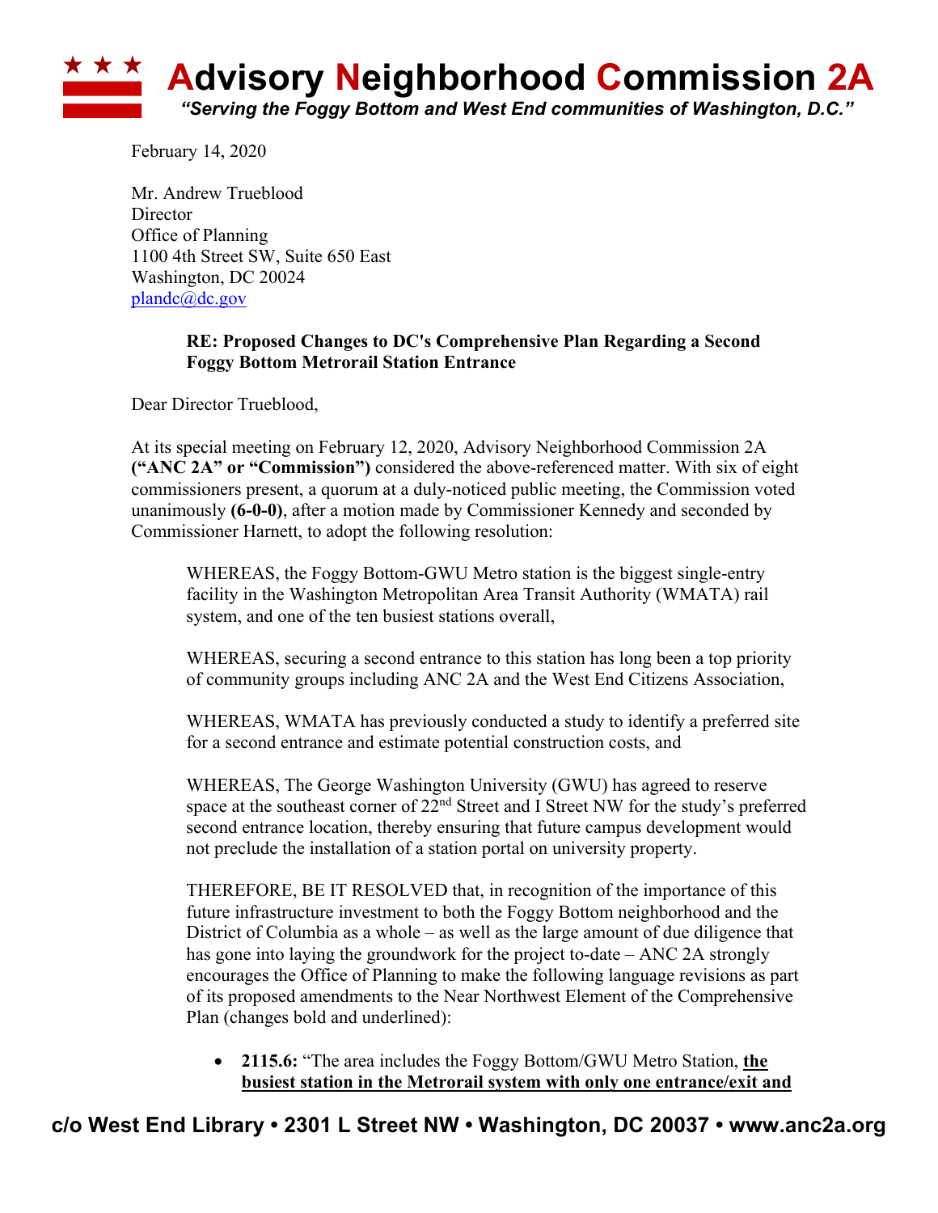# Advisory Neighborhood Commission 2A

*"Serving the Foggy Bottom and West End communities of Washington, D.C."*

February 14, 2020

Mr. Andrew Trueblood
Director
Office of Planning
1100 4th Street SW, Suite 650 East
Washington, DC 20024
plandc@dc.gov

**RE: Proposed Changes to DC's Comprehensive Plan Regarding a Second Foggy Bottom Metrorail Station Entrance**

Dear Director Trueblood,

At its special meeting on February 12, 2020, Advisory Neighborhood Commission 2A **("ANC 2A" or "Commission")** considered the above-referenced matter. With six of eight commissioners present, a quorum at a duly-noticed public meeting, the Commission voted unanimously **(6-0-0)**, after a motion made by Commissioner Kennedy and seconded by Commissioner Harnett, to adopt the following resolution:

> WHEREAS, the Foggy Bottom-GWU Metro station is the biggest single-entry facility in the Washington Metropolitan Area Transit Authority (WMATA) rail system, and one of the ten busiest stations overall,
>
> WHEREAS, securing a second entrance to this station has long been a top priority of community groups including ANC 2A and the West End Citizens Association,
>
> WHEREAS, WMATA has previously conducted a study to identify a preferred site for a second entrance and estimate potential construction costs, and
>
> WHEREAS, The George Washington University (GWU) has agreed to reserve space at the southeast corner of 22nd Street and I Street NW for the study's preferred second entrance location, thereby ensuring that future campus development would not preclude the installation of a station portal on university property.
>
> THEREFORE, BE IT RESOLVED that, in recognition of the importance of this future infrastructure investment to both the Foggy Bottom neighborhood and the District of Columbia as a whole – as well as the large amount of due diligence that has gone into laying the groundwork for the project to-date – ANC 2A strongly encourages the Office of Planning to make the following language revisions as part of its proposed amendments to the Near Northwest Element of the Comprehensive Plan (changes bold and underlined):
>
> - **2115.6:** "The area includes the Foggy Bottom/GWU Metro Station, <u>**the busiest station in the Metrorail system with only one entrance/exit and**</u>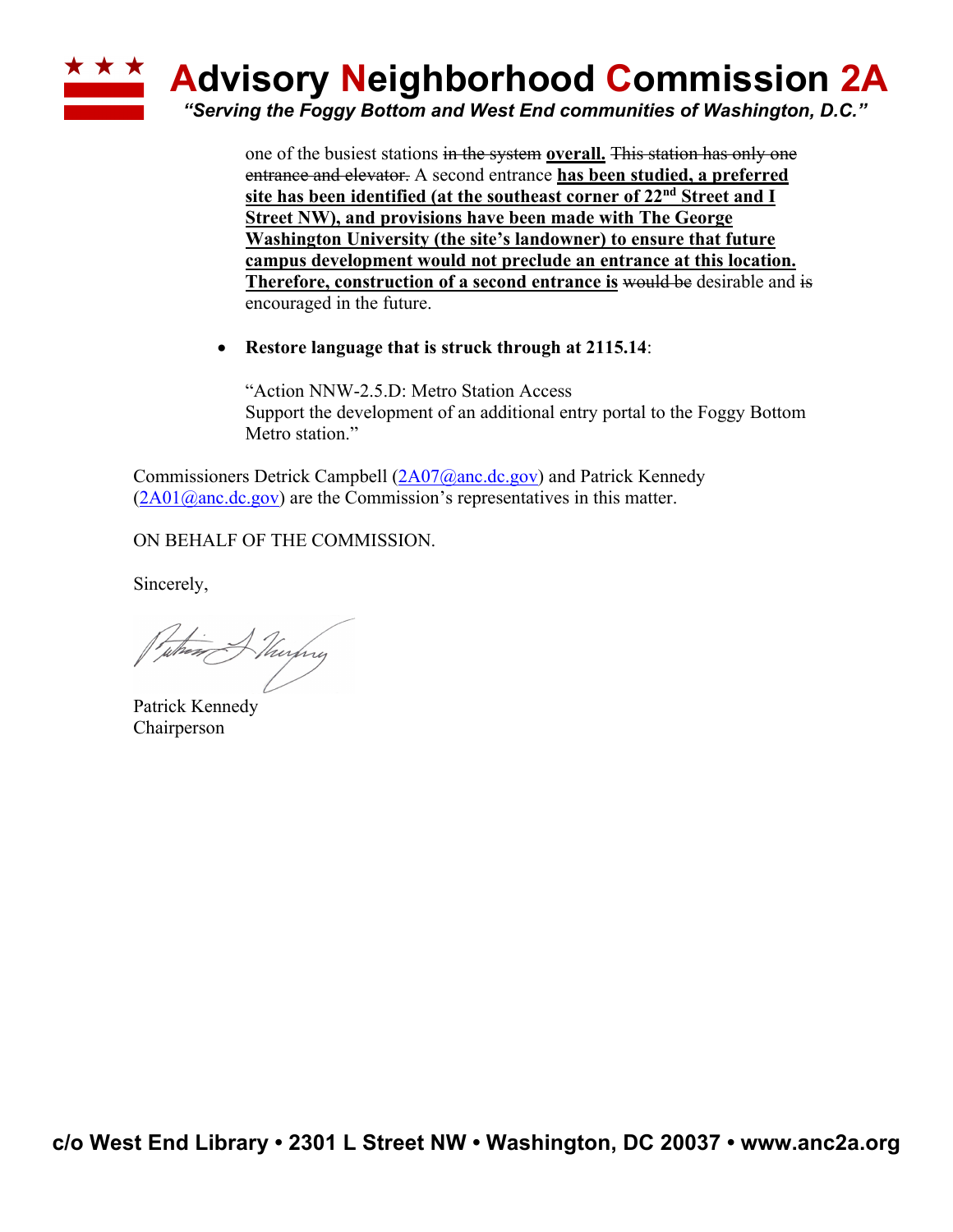one of the busiest stations ~~in the system~~ **<u>overall.</u>** ~~This station has only one entrance and elevator.~~ A second entrance **<u>has been studied, a preferred site has been identified (at the southeast corner of 22nd Street and I Street NW), and provisions have been made with The George Washington University (the site's landowner) to ensure that future campus development would not preclude an entrance at this location. Therefore, construction of a second entrance is</u>** ~~would be~~ desirable and ~~is~~ encouraged in the future.

- **Restore language that is struck through at 2115.14**:

  "Action NNW-2.5.D: Metro Station Access
  Support the development of an additional entry portal to the Foggy Bottom Metro station."

Commissioners Detrick Campbell (2A07@anc.dc.gov) and Patrick Kennedy (2A01@anc.dc.gov) are the Commission's representatives in this matter.

ON BEHALF OF THE COMMISSION.

Sincerely,

Patrick Kennedy
Chairperson